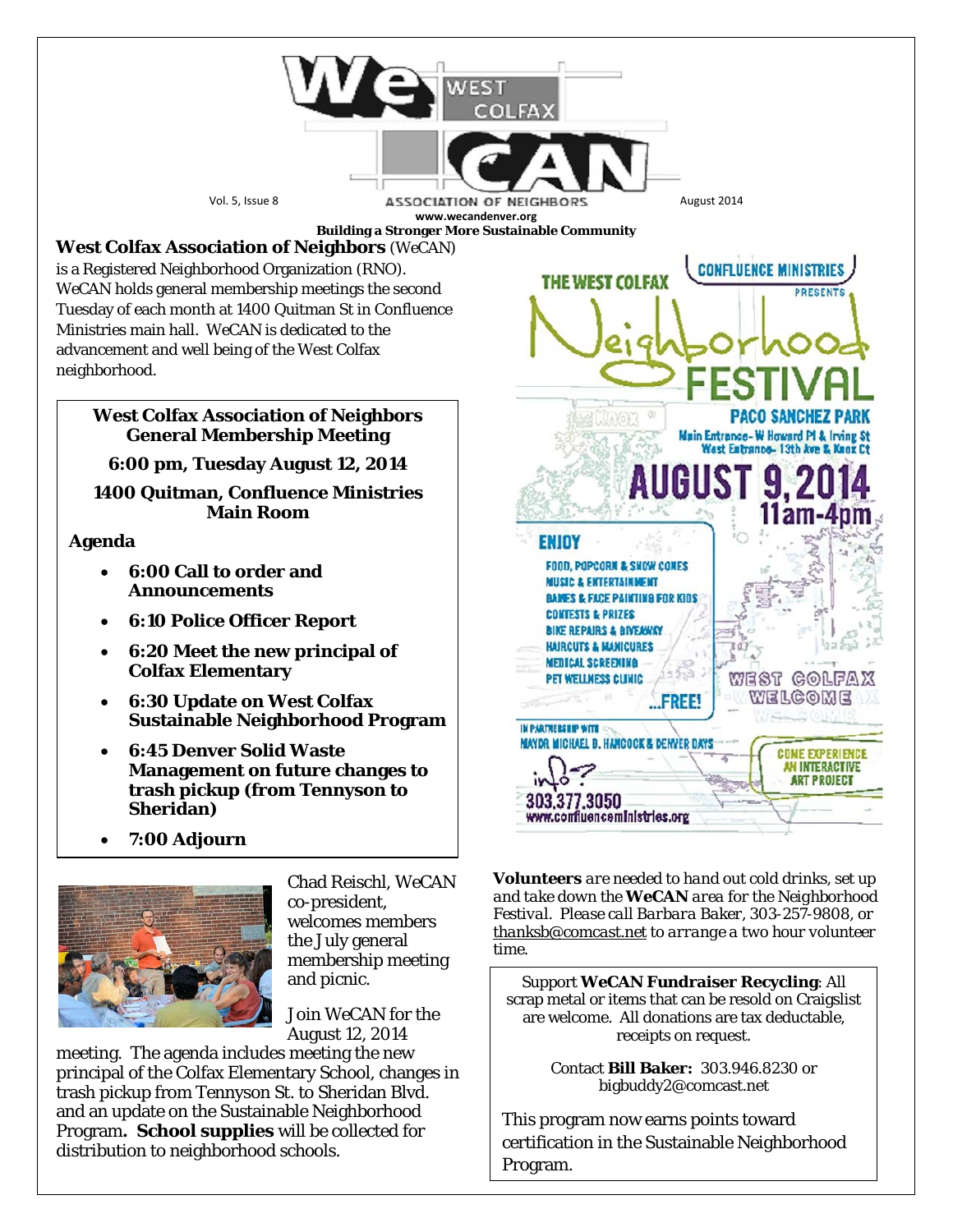# WeCAN — West Colfax Association of Neighbors

Vol. 5, Issue 8 — August 2014

www.wecandenver.org

**Building a Stronger More Sustainable Community**

**West Colfax Association of Neighbors** (WeCAN) is a Registered Neighborhood Organization (RNO). WeCAN holds general membership meetings the second Tuesday of each month at 1400 Quitman St in Confluence Ministries main hall. WeCAN is dedicated to the advancement and well being of the West Colfax neighborhood.

## West Colfax Association of Neighbors General Membership Meeting

**6:00 pm, Tuesday August 12, 2014**

**1400 Quitman, Confluence Ministries Main Room**

**Agenda**

- **6:00 Call to order and Announcements**
- **6:10 Police Officer Report**
- **6:20 Meet the new principal of Colfax Elementary**
- **6:30 Update on West Colfax Sustainable Neighborhood Program**
- **6:45 Denver Solid Waste Management on future changes to trash pickup (from Tennyson to Sheridan)**
- **7:00 Adjourn**

Chad Reischl, WeCAN co-president, welcomes members the July general membership meeting and picnic.

Join WeCAN for the August 12, 2014 meeting. The agenda includes meeting the new principal of the Colfax Elementary School, changes in trash pickup from Tennyson St. to Sheridan Blvd. and an update on the Sustainable Neighborhood Program**. School supplies** will be collected for distribution to neighborhood schools.

## Confluence Ministries presents The West Colfax Neighborhood Festival

**Paco Sanchez Park**

Main Entrance- W Howard Pl & Irving St
West Entrance- 13th Ave & Knox Ct

**AUGUST 9, 2014 11am-4pm**

**Enjoy**

- Food, Popcorn & Snow Cones
- Music & Entertainment
- Games & Face Painting for Kids
- Contests & Prizes
- Bike Repairs & Giveaway
- Haircuts & Manicures
- Medical Screening
- Pet Wellness Clinic

...FREE!

In partnership with Mayor Michael B. Hancock & Denver Days

Come experience an interactive art project

West Colfax Welcome

info? 303.377.3050
www.confluenceministries.org

***Volunteers** are needed to hand out cold drinks, set up and take down the **WeCAN** area for the Neighborhood Festival. Please call Barbara Baker, 303-257-9808, or thanksb@comcast.net to arrange a two hour volunteer time.*

Support **WeCAN Fundraiser Recycling**: All scrap metal or items that can be resold on Craigslist are welcome. All donations are tax deductable, receipts on request.

Contact **Bill Baker:** 303.946.8230 or bigbuddy2@comcast.net

This program now earns points toward certification in the Sustainable Neighborhood Program.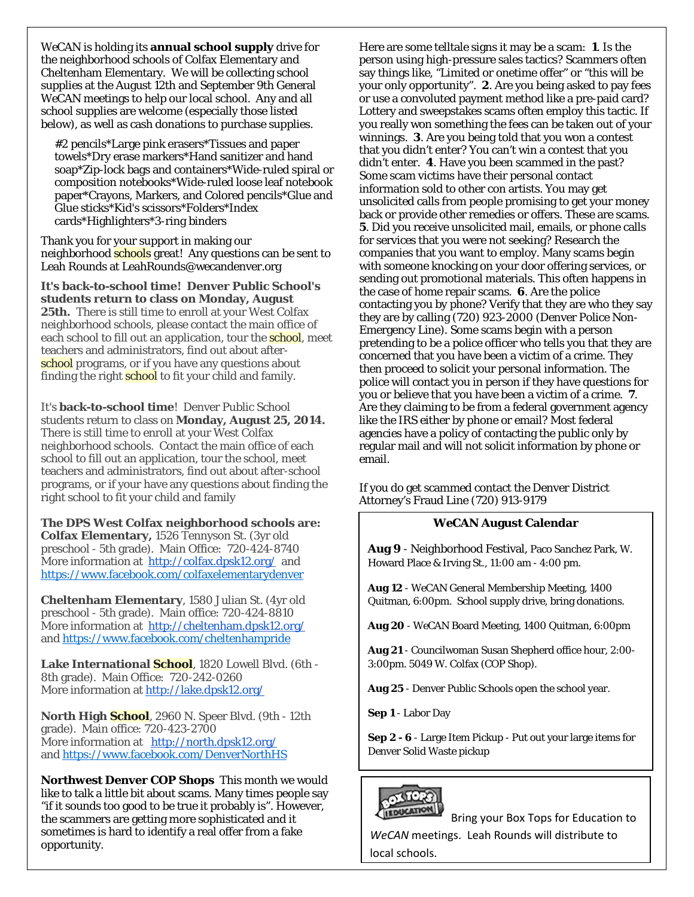WeCAN is holding its **annual school supply** drive for the neighborhood schools of Colfax Elementary and Cheltenham Elementary. We will be collecting school supplies at the August 12th and September 9th General WeCAN meetings to help our local school. Any and all school supplies are welcome (especially those listed below), as well as cash donations to purchase supplies.

#2 pencils*Large pink erasers*Tissues and paper towels*Dry erase markers*Hand sanitizer and hand soap*Zip-lock bags and containers*Wide-ruled spiral or composition notebooks*Wide-ruled loose leaf notebook paper*Crayons, Markers, and Colored pencils*Glue and Glue sticks*Kid's scissors*Folders*Index cards*Highlighters*3-ring binders

Thank you for your support in making our neighborhood schools great! Any questions can be sent to Leah Rounds at LeahRounds@wecandenver.org

**It's back-to-school time! Denver Public School's students return to class on Monday, August 25th.** There is still time to enroll at your West Colfax neighborhood schools, please contact the main office of each school to fill out an application, tour the school, meet teachers and administrators, find out about after-school programs, or if you have any questions about finding the right school to fit your child and family.

It's **back-to-school time**! Denver Public School students return to class on **Monday, August 25, 2014.** There is still time to enroll at your West Colfax neighborhood schools. Contact the main office of each school to fill out an application, tour the school, meet teachers and administrators, find out about after-school programs, or if your have any questions about finding the right school to fit your child and family

**The DPS West Colfax neighborhood schools are:**
**Colfax Elementary,** 1526 Tennyson St. (3yr old preschool - 5th grade). Main Office: 720-424-8740
More information at http://colfax.dpsk12.org/ and https://www.facebook.com/colfaxelementarydenver

**Cheltenham Elementary**, 1580 Julian St. (4yr old preschool - 5th grade). Main office: 720-424-8810
More information at http://cheltenham.dpsk12.org/ and https://www.facebook.com/cheltenhampride

**Lake International School**, 1820 Lowell Blvd. (6th - 8th grade). Main Office: 720-242-0260
More information at http://lake.dpsk12.org/

**North High School**, 2960 N. Speer Blvd. (9th - 12th grade). Main office: 720-423-2700
More information at http://north.dpsk12.org/ and https://www.facebook.com/DenverNorthHS

**Northwest Denver COP Shops** This month we would like to talk a little bit about scams. Many times people say "if it sounds too good to be true it probably is". However, the scammers are getting more sophisticated and it sometimes is hard to identify a real offer from a fake opportunity.

Here are some telltale signs it may be a scam: **1**. Is the person using high-pressure sales tactics? Scammers often say things like, "Limited or onetime offer" or "this will be your only opportunity". **2**. Are you being asked to pay fees or use a convoluted payment method like a pre-paid card? Lottery and sweepstakes scams often employ this tactic. If you really won something the fees can be taken out of your winnings. **3**. Are you being told that you won a contest that you didn't enter? You can't win a contest that you didn't enter. **4**. Have you been scammed in the past? Some scam victims have their personal contact information sold to other con artists. You may get unsolicited calls from people promising to get your money back or provide other remedies or offers. These are scams. **5**. Did you receive unsolicited mail, emails, or phone calls for services that you were not seeking? Research the companies that you want to employ. Many scams begin with someone knocking on your door offering services, or sending out promotional materials. This often happens in the case of home repair scams. **6**. Are the police contacting you by phone? Verify that they are who they say they are by calling (720) 923-2000 (Denver Police Non-Emergency Line). Some scams begin with a person pretending to be a police officer who tells you that they are concerned that you have been a victim of a crime. They then proceed to solicit your personal information. The police will contact you in person if they have questions for you or believe that you have been a victim of a crime. **7**. Are they claiming to be from a federal government agency like the IRS either by phone or email? Most federal agencies have a policy of contacting the public only by regular mail and will not solicit information by phone or email.

If you do get scammed contact the Denver District Attorney's Fraud Line (720) 913-9179

## WeCAN August Calendar

**Aug 9** - Neighborhood Festival, Paco Sanchez Park, W. Howard Place & Irving St., 11:00 am - 4:00 pm.

**Aug 12** - WeCAN General Membership Meeting, 1400 Quitman, 6:00pm. School supply drive, bring donations.

**Aug 20** - WeCAN Board Meeting, 1400 Quitman, 6:00pm

**Aug 21** - Councilwoman Susan Shepherd office hour, 2:00-3:00pm. 5049 W. Colfax (COP Shop).

**Aug 25** - Denver Public Schools open the school year.

**Sep 1** - Labor Day

**Sep 2 - 6** - Large Item Pickup - Put out your large items for Denver Solid Waste pickup

Bring your Box Tops for Education to *WeCAN* meetings. Leah Rounds will distribute to local schools.